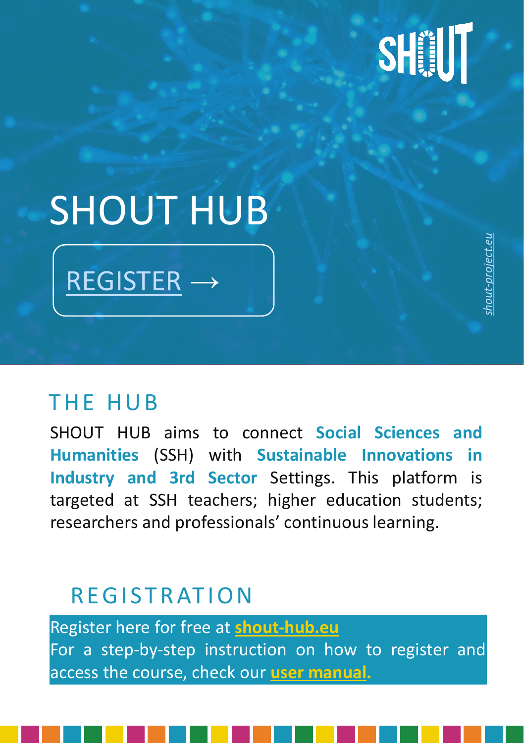SHOUT

# SHOUT HUB

REGISTER →

*shout-project.eu*

## THE HUB

SHOUT HUB aims to connect **Social Sciences and Humanities** (SSH) with **Sustainable Innovations in Industry and 3rd Sector** Settings. This platform is targeted at SSH teachers; higher education students; researchers and professionals' continuous learning.

## REGISTRATION

Register here for free at **shout-hub.eu**
For a step-by-step instruction on how to register and access the course, check our **user manual.**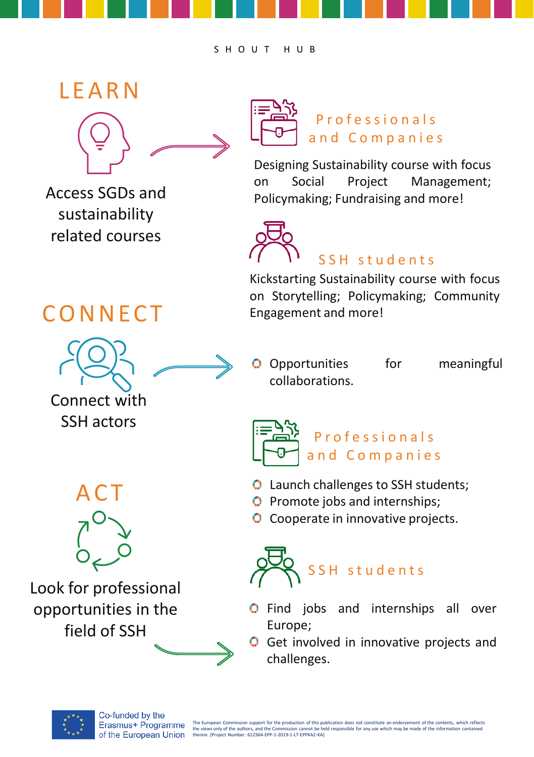SHOUT HUB

## LEARN

Access SGDs and sustainability related courses

### Professionals and Companies

Designing Sustainability course with focus on Social Project Management; Policymaking; Fundraising and more!

### SSH students

Kickstarting Sustainability course with focus on Storytelling; Policymaking; Community Engagement and more!

## CONNECT

Connect with SSH actors

- Opportunities for meaningful collaborations.

## ACT

Look for professional opportunities in the field of SSH

### Professionals and Companies

- Launch challenges to SSH students;
- Promote jobs and internships;
- Cooperate in innovative projects.

### SSH students

- Find jobs and internships all over Europe;
- Get involved in innovative projects and challenges.

Co-funded by the Erasmus+ Programme of the European Union

The European Commission support for the production of this publication does not constitute an endorsement of the contents, which reflects the views only of the authors, and the Commission cannot be held responsible for any use which may be made of the information contained therein. (Project Number: 612364-EPP-1-2019-1-LT-EPPKA2-KA)